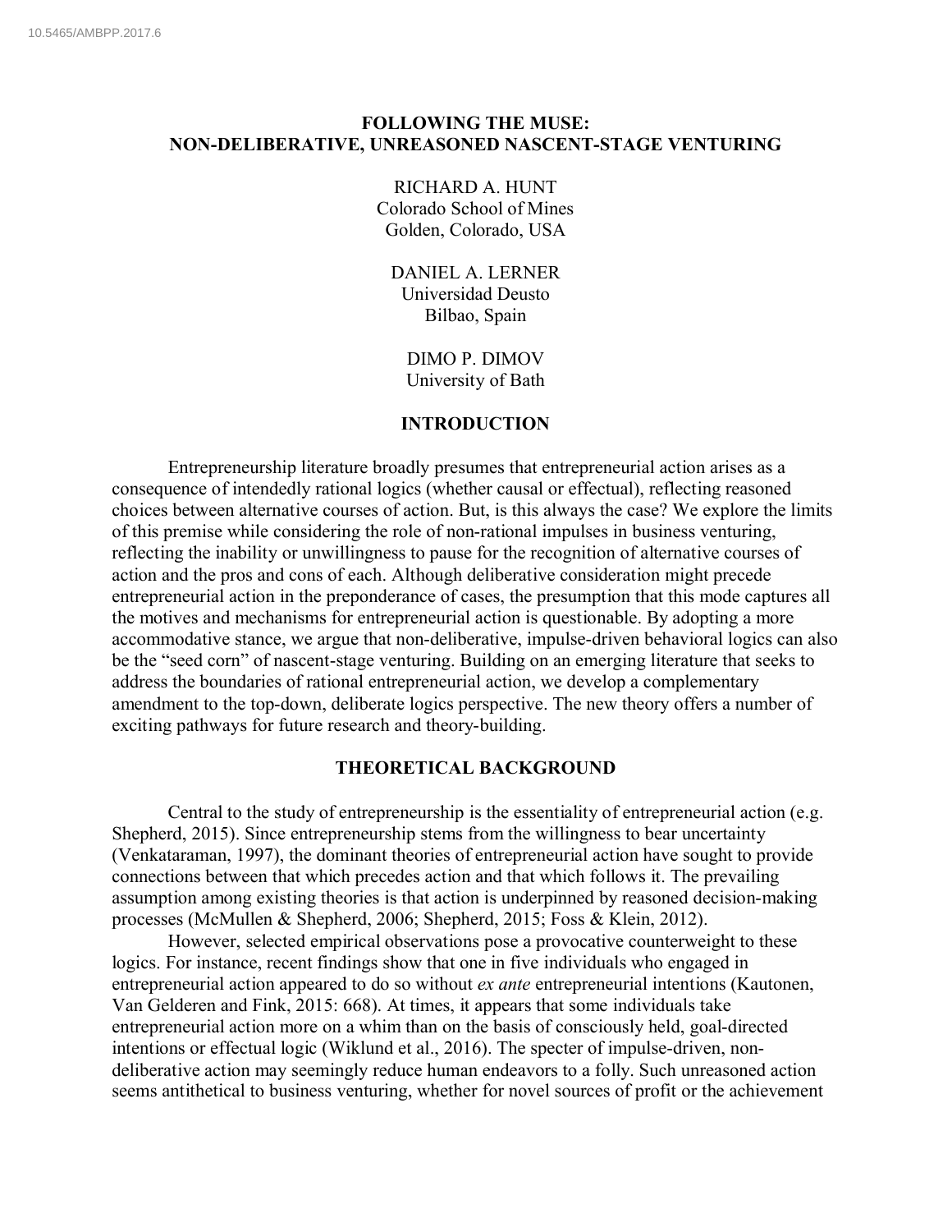# FOLLOWING THE MUSE: NON-DELIBERATIVE, UNREASONED NASCENT-STAGE VENTURING

RICHARD A. HUNT
Colorado School of Mines
Golden, Colorado, USA

DANIEL A. LERNER
Universidad Deusto
Bilbao, Spain

DIMO P. DIMOV
University of Bath

## INTRODUCTION

Entrepreneurship literature broadly presumes that entrepreneurial action arises as a consequence of intendedly rational logics (whether causal or effectual), reflecting reasoned choices between alternative courses of action. But, is this always the case? We explore the limits of this premise while considering the role of non-rational impulses in business venturing, reflecting the inability or unwillingness to pause for the recognition of alternative courses of action and the pros and cons of each. Although deliberative consideration might precede entrepreneurial action in the preponderance of cases, the presumption that this mode captures all the motives and mechanisms for entrepreneurial action is questionable. By adopting a more accommodative stance, we argue that non-deliberative, impulse-driven behavioral logics can also be the "seed corn" of nascent-stage venturing. Building on an emerging literature that seeks to address the boundaries of rational entrepreneurial action, we develop a complementary amendment to the top-down, deliberate logics perspective. The new theory offers a number of exciting pathways for future research and theory-building.

## THEORETICAL BACKGROUND

Central to the study of entrepreneurship is the essentiality of entrepreneurial action (e.g. Shepherd, 2015). Since entrepreneurship stems from the willingness to bear uncertainty (Venkataraman, 1997), the dominant theories of entrepreneurial action have sought to provide connections between that which precedes action and that which follows it. The prevailing assumption among existing theories is that action is underpinned by reasoned decision-making processes (McMullen & Shepherd, 2006; Shepherd, 2015; Foss & Klein, 2012).

However, selected empirical observations pose a provocative counterweight to these logics. For instance, recent findings show that one in five individuals who engaged in entrepreneurial action appeared to do so without *ex ante* entrepreneurial intentions (Kautonen, Van Gelderen and Fink, 2015: 668). At times, it appears that some individuals take entrepreneurial action more on a whim than on the basis of consciously held, goal-directed intentions or effectual logic (Wiklund et al., 2016). The specter of impulse-driven, non-deliberative action may seemingly reduce human endeavors to a folly. Such unreasoned action seems antithetical to business venturing, whether for novel sources of profit or the achievement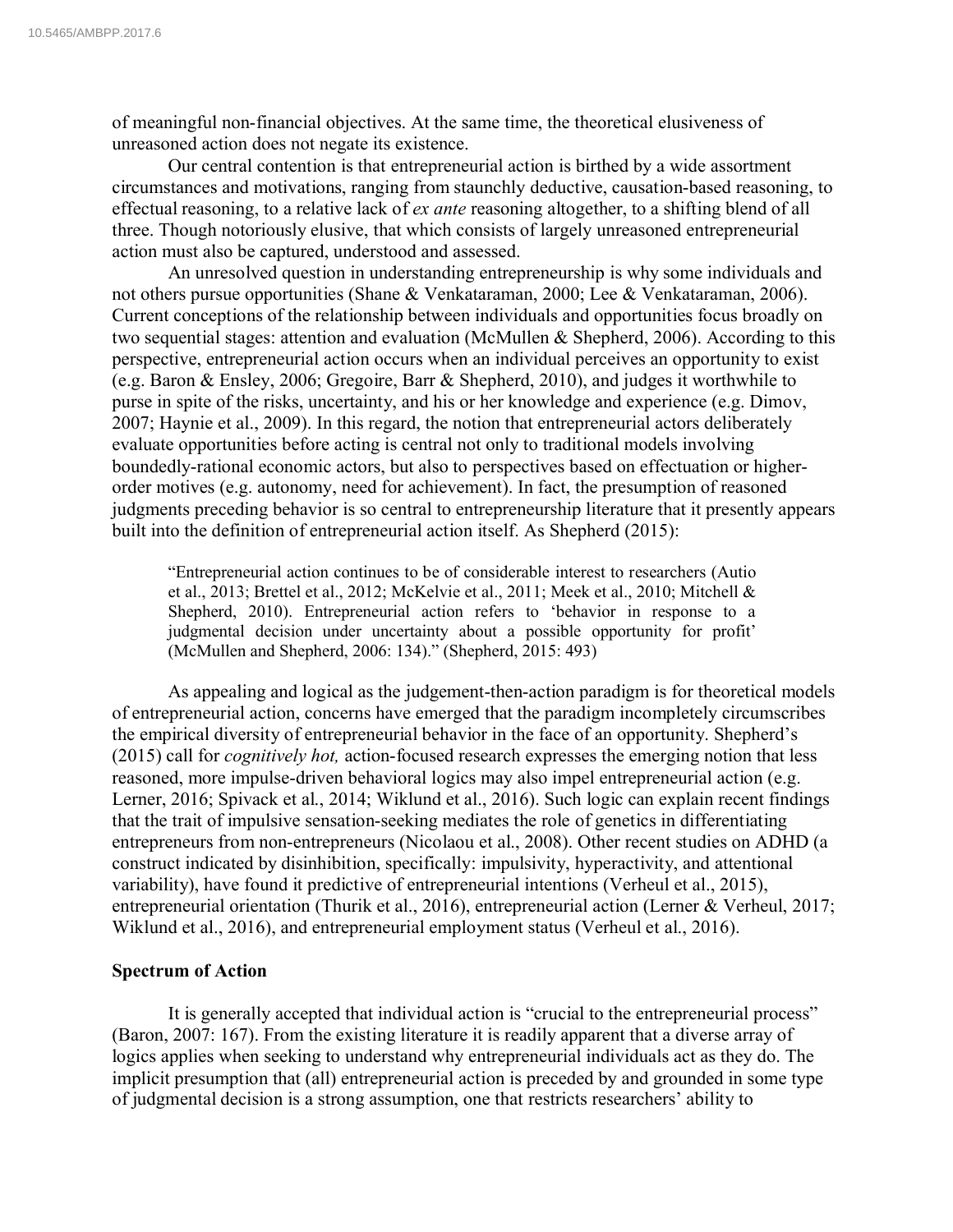of meaningful non-financial objectives. At the same time, the theoretical elusiveness of unreasoned action does not negate its existence.

Our central contention is that entrepreneurial action is birthed by a wide assortment circumstances and motivations, ranging from staunchly deductive, causation-based reasoning, to effectual reasoning, to a relative lack of *ex ante* reasoning altogether, to a shifting blend of all three. Though notoriously elusive, that which consists of largely unreasoned entrepreneurial action must also be captured, understood and assessed.

An unresolved question in understanding entrepreneurship is why some individuals and not others pursue opportunities (Shane & Venkataraman, 2000; Lee & Venkataraman, 2006). Current conceptions of the relationship between individuals and opportunities focus broadly on two sequential stages: attention and evaluation (McMullen & Shepherd, 2006). According to this perspective, entrepreneurial action occurs when an individual perceives an opportunity to exist (e.g. Baron & Ensley, 2006; Gregoire, Barr & Shepherd, 2010), and judges it worthwhile to purse in spite of the risks, uncertainty, and his or her knowledge and experience (e.g. Dimov, 2007; Haynie et al., 2009). In this regard, the notion that entrepreneurial actors deliberately evaluate opportunities before acting is central not only to traditional models involving boundedly-rational economic actors, but also to perspectives based on effectuation or higher-order motives (e.g. autonomy, need for achievement). In fact, the presumption of reasoned judgments preceding behavior is so central to entrepreneurship literature that it presently appears built into the definition of entrepreneurial action itself. As Shepherd (2015):

> "Entrepreneurial action continues to be of considerable interest to researchers (Autio et al., 2013; Brettel et al., 2012; McKelvie et al., 2011; Meek et al., 2010; Mitchell & Shepherd, 2010). Entrepreneurial action refers to 'behavior in response to a judgmental decision under uncertainty about a possible opportunity for profit' (McMullen and Shepherd, 2006: 134)." (Shepherd, 2015: 493)

As appealing and logical as the judgement-then-action paradigm is for theoretical models of entrepreneurial action, concerns have emerged that the paradigm incompletely circumscribes the empirical diversity of entrepreneurial behavior in the face of an opportunity. Shepherd's (2015) call for *cognitively hot,* action-focused research expresses the emerging notion that less reasoned, more impulse-driven behavioral logics may also impel entrepreneurial action (e.g. Lerner, 2016; Spivack et al., 2014; Wiklund et al., 2016). Such logic can explain recent findings that the trait of impulsive sensation-seeking mediates the role of genetics in differentiating entrepreneurs from non-entrepreneurs (Nicolaou et al., 2008). Other recent studies on ADHD (a construct indicated by disinhibition, specifically: impulsivity, hyperactivity, and attentional variability), have found it predictive of entrepreneurial intentions (Verheul et al., 2015), entrepreneurial orientation (Thurik et al., 2016), entrepreneurial action (Lerner & Verheul, 2017; Wiklund et al., 2016), and entrepreneurial employment status (Verheul et al., 2016).

## Spectrum of Action

It is generally accepted that individual action is "crucial to the entrepreneurial process" (Baron, 2007: 167). From the existing literature it is readily apparent that a diverse array of logics applies when seeking to understand why entrepreneurial individuals act as they do. The implicit presumption that (all) entrepreneurial action is preceded by and grounded in some type of judgmental decision is a strong assumption, one that restricts researchers' ability to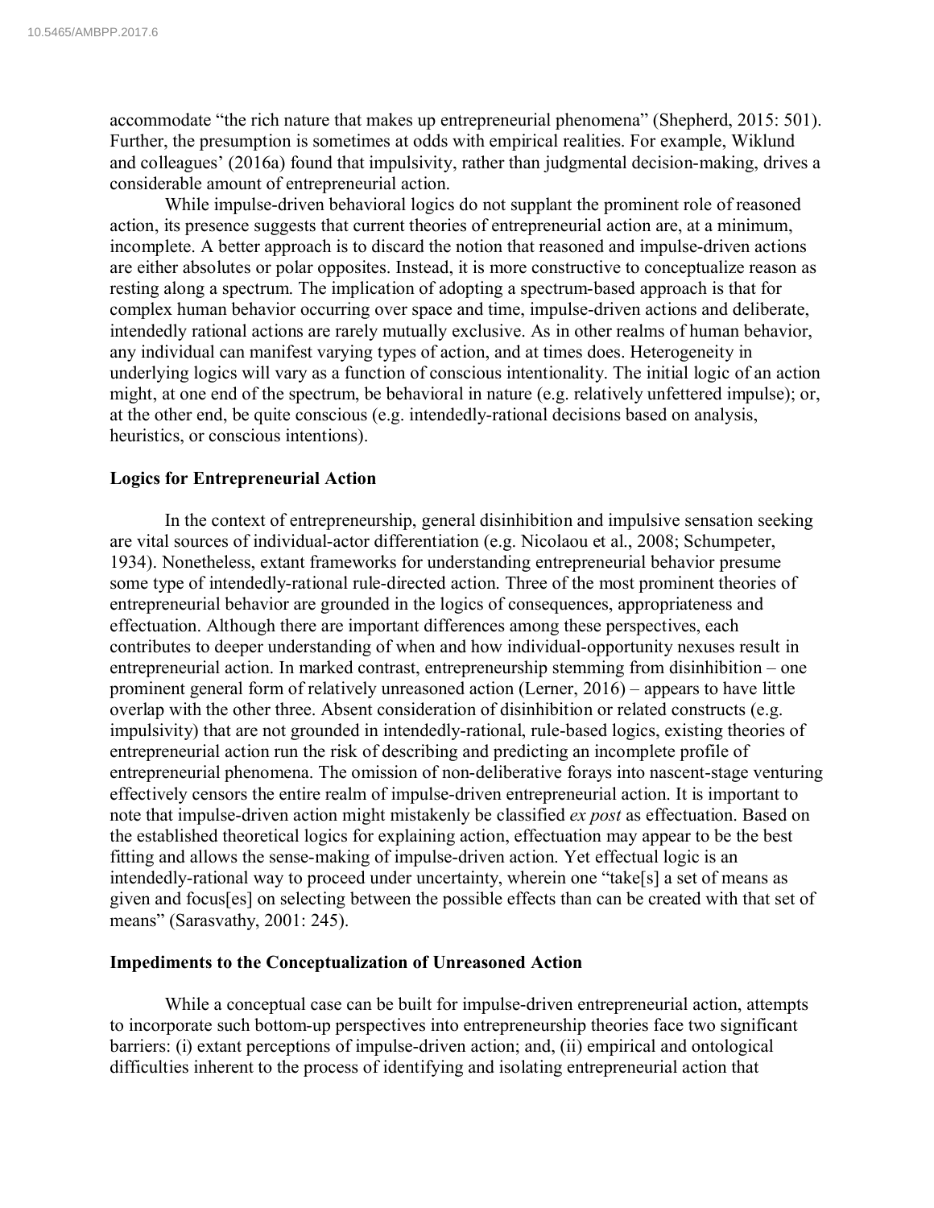accommodate "the rich nature that makes up entrepreneurial phenomena" (Shepherd, 2015: 501). Further, the presumption is sometimes at odds with empirical realities. For example, Wiklund and colleagues' (2016a) found that impulsivity, rather than judgmental decision-making, drives a considerable amount of entrepreneurial action.

While impulse-driven behavioral logics do not supplant the prominent role of reasoned action, its presence suggests that current theories of entrepreneurial action are, at a minimum, incomplete. A better approach is to discard the notion that reasoned and impulse-driven actions are either absolutes or polar opposites. Instead, it is more constructive to conceptualize reason as resting along a spectrum. The implication of adopting a spectrum-based approach is that for complex human behavior occurring over space and time, impulse-driven actions and deliberate, intendedly rational actions are rarely mutually exclusive. As in other realms of human behavior, any individual can manifest varying types of action, and at times does. Heterogeneity in underlying logics will vary as a function of conscious intentionality. The initial logic of an action might, at one end of the spectrum, be behavioral in nature (e.g. relatively unfettered impulse); or, at the other end, be quite conscious (e.g. intendedly-rational decisions based on analysis, heuristics, or conscious intentions).

**Logics for Entrepreneurial Action**

In the context of entrepreneurship, general disinhibition and impulsive sensation seeking are vital sources of individual-actor differentiation (e.g. Nicolaou et al., 2008; Schumpeter, 1934). Nonetheless, extant frameworks for understanding entrepreneurial behavior presume some type of intendedly-rational rule-directed action. Three of the most prominent theories of entrepreneurial behavior are grounded in the logics of consequences, appropriateness and effectuation. Although there are important differences among these perspectives, each contributes to deeper understanding of when and how individual-opportunity nexuses result in entrepreneurial action. In marked contrast, entrepreneurship stemming from disinhibition – one prominent general form of relatively unreasoned action (Lerner, 2016) – appears to have little overlap with the other three. Absent consideration of disinhibition or related constructs (e.g. impulsivity) that are not grounded in intendedly-rational, rule-based logics, existing theories of entrepreneurial action run the risk of describing and predicting an incomplete profile of entrepreneurial phenomena. The omission of non-deliberative forays into nascent-stage venturing effectively censors the entire realm of impulse-driven entrepreneurial action. It is important to note that impulse-driven action might mistakenly be classified *ex post* as effectuation. Based on the established theoretical logics for explaining action, effectuation may appear to be the best fitting and allows the sense-making of impulse-driven action. Yet effectual logic is an intendedly-rational way to proceed under uncertainty, wherein one "take[s] a set of means as given and focus[es] on selecting between the possible effects than can be created with that set of means" (Sarasvathy, 2001: 245).

**Impediments to the Conceptualization of Unreasoned Action**

While a conceptual case can be built for impulse-driven entrepreneurial action, attempts to incorporate such bottom-up perspectives into entrepreneurship theories face two significant barriers: (i) extant perceptions of impulse-driven action; and, (ii) empirical and ontological difficulties inherent to the process of identifying and isolating entrepreneurial action that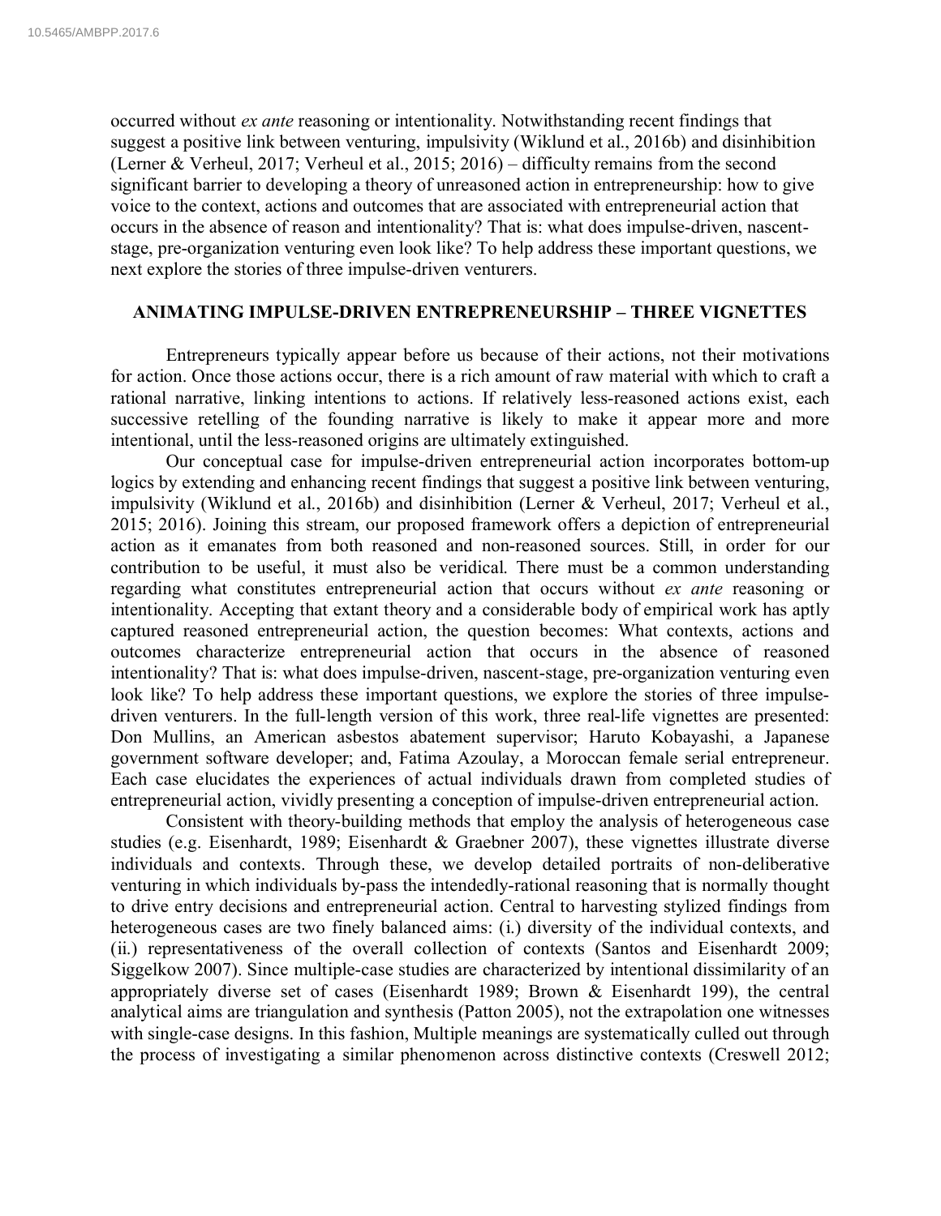occurred without *ex ante* reasoning or intentionality. Notwithstanding recent findings that suggest a positive link between venturing, impulsivity (Wiklund et al., 2016b) and disinhibition (Lerner & Verheul, 2017; Verheul et al., 2015; 2016) – difficulty remains from the second significant barrier to developing a theory of unreasoned action in entrepreneurship: how to give voice to the context, actions and outcomes that are associated with entrepreneurial action that occurs in the absence of reason and intentionality? That is: what does impulse-driven, nascent-stage, pre-organization venturing even look like? To help address these important questions, we next explore the stories of three impulse-driven venturers.

## ANIMATING IMPULSE-DRIVEN ENTREPRENEURSHIP – THREE VIGNETTES

Entrepreneurs typically appear before us because of their actions, not their motivations for action. Once those actions occur, there is a rich amount of raw material with which to craft a rational narrative, linking intentions to actions. If relatively less-reasoned actions exist, each successive retelling of the founding narrative is likely to make it appear more and more intentional, until the less-reasoned origins are ultimately extinguished.

Our conceptual case for impulse-driven entrepreneurial action incorporates bottom-up logics by extending and enhancing recent findings that suggest a positive link between venturing, impulsivity (Wiklund et al., 2016b) and disinhibition (Lerner & Verheul, 2017; Verheul et al., 2015; 2016). Joining this stream, our proposed framework offers a depiction of entrepreneurial action as it emanates from both reasoned and non-reasoned sources. Still, in order for our contribution to be useful, it must also be veridical. There must be a common understanding regarding what constitutes entrepreneurial action that occurs without *ex ante* reasoning or intentionality. Accepting that extant theory and a considerable body of empirical work has aptly captured reasoned entrepreneurial action, the question becomes: What contexts, actions and outcomes characterize entrepreneurial action that occurs in the absence of reasoned intentionality? That is: what does impulse-driven, nascent-stage, pre-organization venturing even look like? To help address these important questions, we explore the stories of three impulse-driven venturers. In the full-length version of this work, three real-life vignettes are presented: Don Mullins, an American asbestos abatement supervisor; Haruto Kobayashi, a Japanese government software developer; and, Fatima Azoulay, a Moroccan female serial entrepreneur. Each case elucidates the experiences of actual individuals drawn from completed studies of entrepreneurial action, vividly presenting a conception of impulse-driven entrepreneurial action.

Consistent with theory-building methods that employ the analysis of heterogeneous case studies (e.g. Eisenhardt, 1989; Eisenhardt & Graebner 2007), these vignettes illustrate diverse individuals and contexts. Through these, we develop detailed portraits of non-deliberative venturing in which individuals by-pass the intendedly-rational reasoning that is normally thought to drive entry decisions and entrepreneurial action. Central to harvesting stylized findings from heterogeneous cases are two finely balanced aims: (i.) diversity of the individual contexts, and (ii.) representativeness of the overall collection of contexts (Santos and Eisenhardt 2009; Siggelkow 2007). Since multiple-case studies are characterized by intentional dissimilarity of an appropriately diverse set of cases (Eisenhardt 1989; Brown & Eisenhardt 199), the central analytical aims are triangulation and synthesis (Patton 2005), not the extrapolation one witnesses with single-case designs. In this fashion, Multiple meanings are systematically culled out through the process of investigating a similar phenomenon across distinctive contexts (Creswell 2012;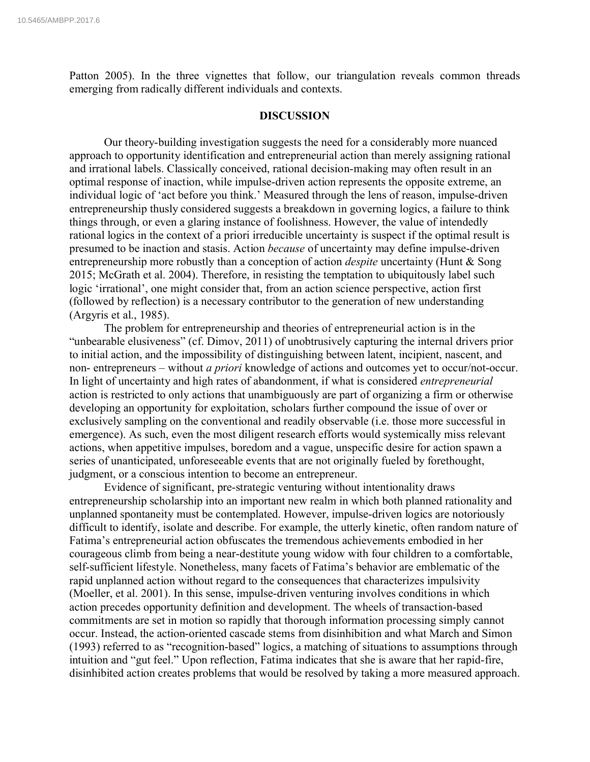Patton 2005). In the three vignettes that follow, our triangulation reveals common threads emerging from radically different individuals and contexts.

## DISCUSSION

Our theory-building investigation suggests the need for a considerably more nuanced approach to opportunity identification and entrepreneurial action than merely assigning rational and irrational labels. Classically conceived, rational decision-making may often result in an optimal response of inaction, while impulse-driven action represents the opposite extreme, an individual logic of 'act before you think.' Measured through the lens of reason, impulse-driven entrepreneurship thusly considered suggests a breakdown in governing logics, a failure to think things through, or even a glaring instance of foolishness. However, the value of intendedly rational logics in the context of a priori irreducible uncertainty is suspect if the optimal result is presumed to be inaction and stasis. Action *because* of uncertainty may define impulse-driven entrepreneurship more robustly than a conception of action *despite* uncertainty (Hunt & Song 2015; McGrath et al. 2004). Therefore, in resisting the temptation to ubiquitously label such logic 'irrational', one might consider that, from an action science perspective, action first (followed by reflection) is a necessary contributor to the generation of new understanding (Argyris et al., 1985).

The problem for entrepreneurship and theories of entrepreneurial action is in the "unbearable elusiveness" (cf. Dimov, 2011) of unobtrusively capturing the internal drivers prior to initial action, and the impossibility of distinguishing between latent, incipient, nascent, and non- entrepreneurs – without *a priori* knowledge of actions and outcomes yet to occur/not-occur. In light of uncertainty and high rates of abandonment, if what is considered *entrepreneurial* action is restricted to only actions that unambiguously are part of organizing a firm or otherwise developing an opportunity for exploitation, scholars further compound the issue of over or exclusively sampling on the conventional and readily observable (i.e. those more successful in emergence). As such, even the most diligent research efforts would systemically miss relevant actions, when appetitive impulses, boredom and a vague, unspecific desire for action spawn a series of unanticipated, unforeseeable events that are not originally fueled by forethought, judgment, or a conscious intention to become an entrepreneur.

Evidence of significant, pre-strategic venturing without intentionality draws entrepreneurship scholarship into an important new realm in which both planned rationality and unplanned spontaneity must be contemplated. However, impulse-driven logics are notoriously difficult to identify, isolate and describe. For example, the utterly kinetic, often random nature of Fatima's entrepreneurial action obfuscates the tremendous achievements embodied in her courageous climb from being a near-destitute young widow with four children to a comfortable, self-sufficient lifestyle. Nonetheless, many facets of Fatima's behavior are emblematic of the rapid unplanned action without regard to the consequences that characterizes impulsivity (Moeller, et al. 2001). In this sense, impulse-driven venturing involves conditions in which action precedes opportunity definition and development. The wheels of transaction-based commitments are set in motion so rapidly that thorough information processing simply cannot occur. Instead, the action-oriented cascade stems from disinhibition and what March and Simon (1993) referred to as "recognition-based" logics, a matching of situations to assumptions through intuition and "gut feel." Upon reflection, Fatima indicates that she is aware that her rapid-fire, disinhibited action creates problems that would be resolved by taking a more measured approach.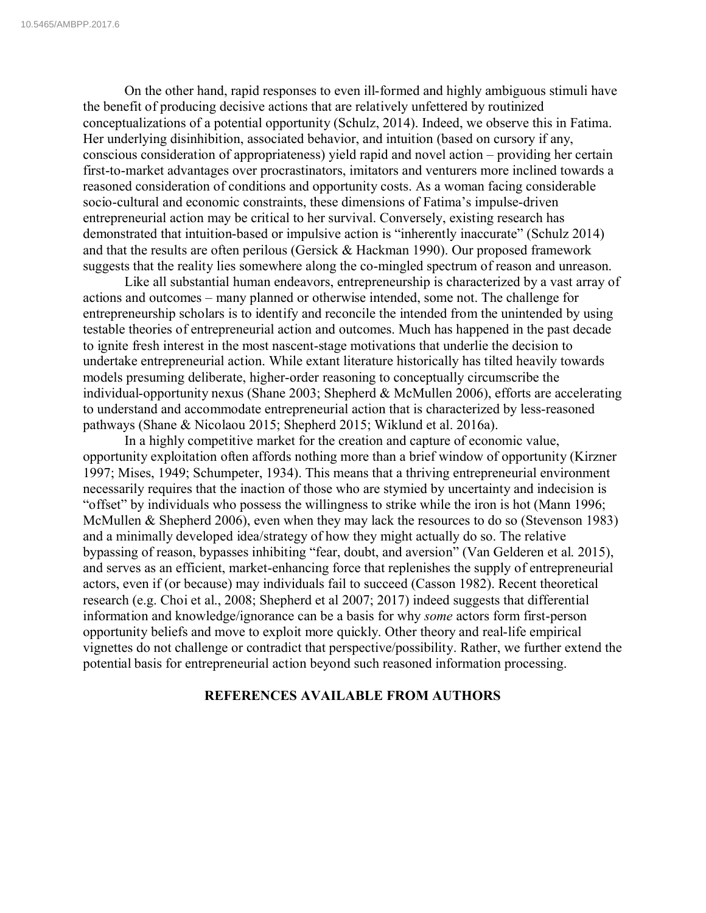On the other hand, rapid responses to even ill-formed and highly ambiguous stimuli have the benefit of producing decisive actions that are relatively unfettered by routinized conceptualizations of a potential opportunity (Schulz, 2014). Indeed, we observe this in Fatima. Her underlying disinhibition, associated behavior, and intuition (based on cursory if any, conscious consideration of appropriateness) yield rapid and novel action – providing her certain first-to-market advantages over procrastinators, imitators and venturers more inclined towards a reasoned consideration of conditions and opportunity costs. As a woman facing considerable socio-cultural and economic constraints, these dimensions of Fatima's impulse-driven entrepreneurial action may be critical to her survival. Conversely, existing research has demonstrated that intuition-based or impulsive action is "inherently inaccurate" (Schulz 2014) and that the results are often perilous (Gersick & Hackman 1990). Our proposed framework suggests that the reality lies somewhere along the co-mingled spectrum of reason and unreason.

Like all substantial human endeavors, entrepreneurship is characterized by a vast array of actions and outcomes – many planned or otherwise intended, some not. The challenge for entrepreneurship scholars is to identify and reconcile the intended from the unintended by using testable theories of entrepreneurial action and outcomes. Much has happened in the past decade to ignite fresh interest in the most nascent-stage motivations that underlie the decision to undertake entrepreneurial action. While extant literature historically has tilted heavily towards models presuming deliberate, higher-order reasoning to conceptually circumscribe the individual-opportunity nexus (Shane 2003; Shepherd & McMullen 2006), efforts are accelerating to understand and accommodate entrepreneurial action that is characterized by less-reasoned pathways (Shane & Nicolaou 2015; Shepherd 2015; Wiklund et al. 2016a).

In a highly competitive market for the creation and capture of economic value, opportunity exploitation often affords nothing more than a brief window of opportunity (Kirzner 1997; Mises, 1949; Schumpeter, 1934). This means that a thriving entrepreneurial environment necessarily requires that the inaction of those who are stymied by uncertainty and indecision is "offset" by individuals who possess the willingness to strike while the iron is hot (Mann 1996; McMullen & Shepherd 2006), even when they may lack the resources to do so (Stevenson 1983) and a minimally developed idea/strategy of how they might actually do so. The relative bypassing of reason, bypasses inhibiting "fear, doubt, and aversion" (Van Gelderen et al. 2015), and serves as an efficient, market-enhancing force that replenishes the supply of entrepreneurial actors, even if (or because) may individuals fail to succeed (Casson 1982). Recent theoretical research (e.g. Choi et al., 2008; Shepherd et al 2007; 2017) indeed suggests that differential information and knowledge/ignorance can be a basis for why *some* actors form first-person opportunity beliefs and move to exploit more quickly. Other theory and real-life empirical vignettes do not challenge or contradict that perspective/possibility. Rather, we further extend the potential basis for entrepreneurial action beyond such reasoned information processing.

**REFERENCES AVAILABLE FROM AUTHORS**